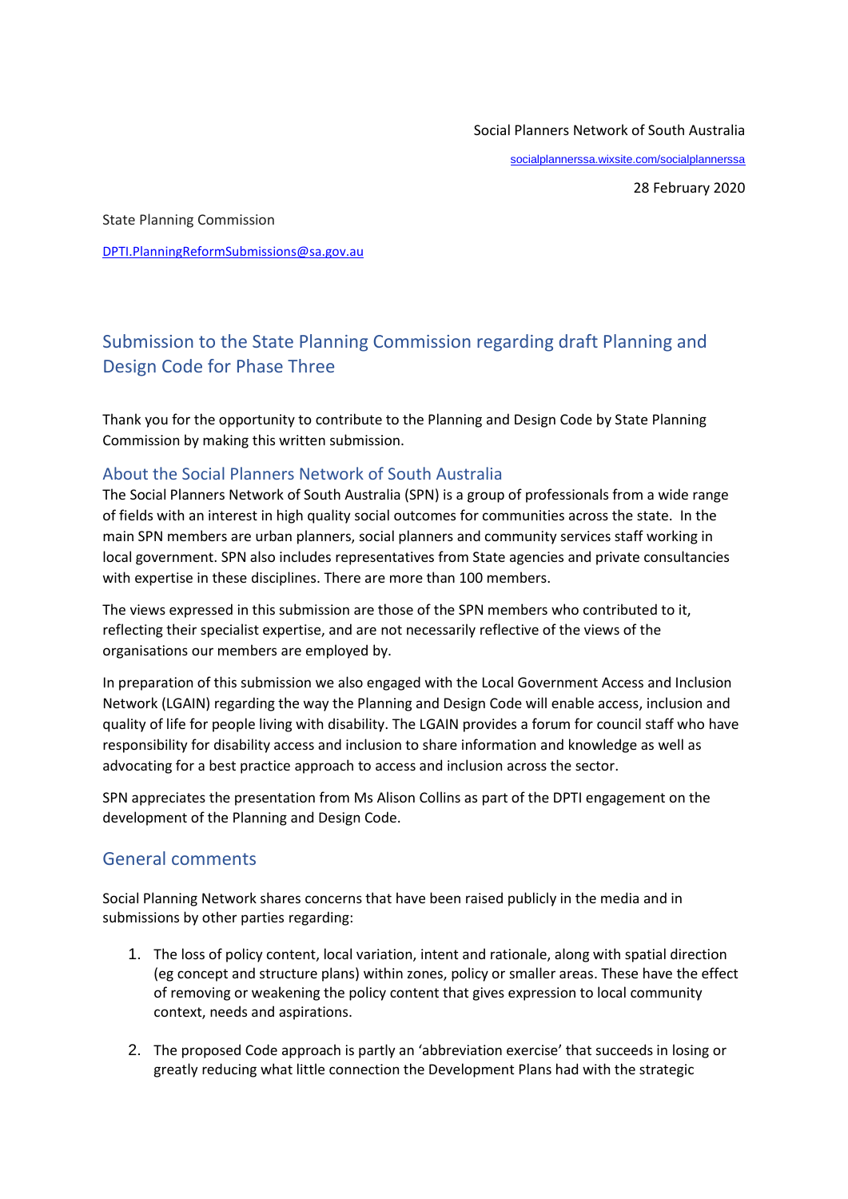Social Planners Network of South Australia

socialplannerssa.wixsite.com/socialplannerssa

28 February 2020

State Planning Commission

DPTI.PlanningReformSubmissions@sa.gov.au

# Submission to the State Planning Commission regarding draft Planning and Design Code for Phase Three

Thank you for the opportunity to contribute to the Planning and Design Code by State Planning Commission by making this written submission.

## About the Social Planners Network of South Australia

The Social Planners Network of South Australia (SPN) is a group of professionals from a wide range of fields with an interest in high quality social outcomes for communities across the state. In the main SPN members are urban planners, social planners and community services staff working in local government. SPN also includes representatives from State agencies and private consultancies with expertise in these disciplines. There are more than 100 members.

The views expressed in this submission are those of the SPN members who contributed to it, reflecting their specialist expertise, and are not necessarily reflective of the views of the organisations our members are employed by.

In preparation of this submission we also engaged with the Local Government Access and Inclusion Network (LGAIN) regarding the way the Planning and Design Code will enable access, inclusion and quality of life for people living with disability. The LGAIN provides a forum for council staff who have responsibility for disability access and inclusion to share information and knowledge as well as advocating for a best practice approach to access and inclusion across the sector.

SPN appreciates the presentation from Ms Alison Collins as part of the DPTI engagement on the development of the Planning and Design Code.

## General comments

Social Planning Network shares concerns that have been raised publicly in the media and in submissions by other parties regarding:

1. The loss of policy content, local variation, intent and rationale, along with spatial direction (eg concept and structure plans) within zones, policy or smaller areas. These have the effect of removing or weakening the policy content that gives expression to local community context, needs and aspirations.
2. The proposed Code approach is partly an 'abbreviation exercise' that succeeds in losing or greatly reducing what little connection the Development Plans had with the strategic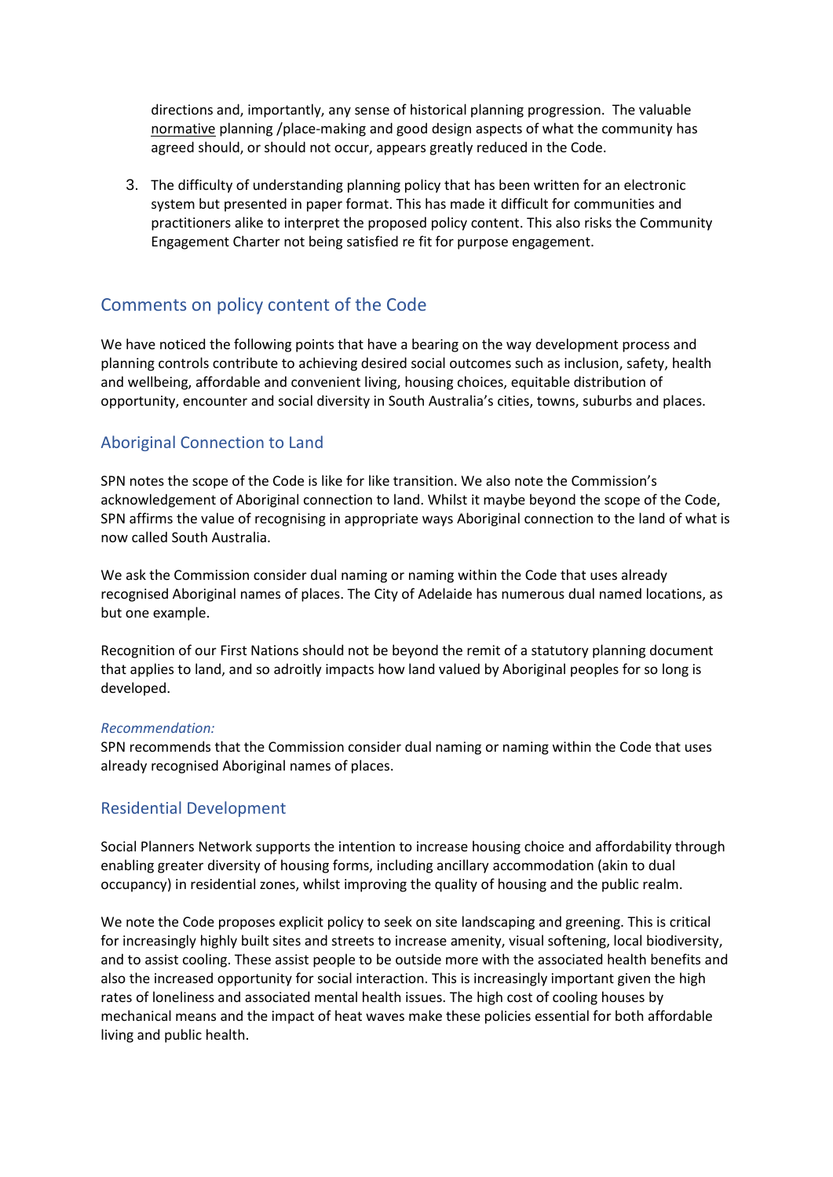directions and, importantly, any sense of historical planning progression. The valuable normative planning /place-making and good design aspects of what the community has agreed should, or should not occur, appears greatly reduced in the Code.

3. The difficulty of understanding planning policy that has been written for an electronic system but presented in paper format. This has made it difficult for communities and practitioners alike to interpret the proposed policy content. This also risks the Community Engagement Charter not being satisfied re fit for purpose engagement.

## Comments on policy content of the Code

We have noticed the following points that have a bearing on the way development process and planning controls contribute to achieving desired social outcomes such as inclusion, safety, health and wellbeing, affordable and convenient living, housing choices, equitable distribution of opportunity, encounter and social diversity in South Australia's cities, towns, suburbs and places.

### Aboriginal Connection to Land

SPN notes the scope of the Code is like for like transition. We also note the Commission's acknowledgement of Aboriginal connection to land. Whilst it maybe beyond the scope of the Code, SPN affirms the value of recognising in appropriate ways Aboriginal connection to the land of what is now called South Australia.

We ask the Commission consider dual naming or naming within the Code that uses already recognised Aboriginal names of places. The City of Adelaide has numerous dual named locations, as but one example.

Recognition of our First Nations should not be beyond the remit of a statutory planning document that applies to land, and so adroitly impacts how land valued by Aboriginal peoples for so long is developed.

*Recommendation:*
SPN recommends that the Commission consider dual naming or naming within the Code that uses already recognised Aboriginal names of places.

### Residential Development

Social Planners Network supports the intention to increase housing choice and affordability through enabling greater diversity of housing forms, including ancillary accommodation (akin to dual occupancy) in residential zones, whilst improving the quality of housing and the public realm.

We note the Code proposes explicit policy to seek on site landscaping and greening. This is critical for increasingly highly built sites and streets to increase amenity, visual softening, local biodiversity, and to assist cooling. These assist people to be outside more with the associated health benefits and also the increased opportunity for social interaction. This is increasingly important given the high rates of loneliness and associated mental health issues. The high cost of cooling houses by mechanical means and the impact of heat waves make these policies essential for both affordable living and public health.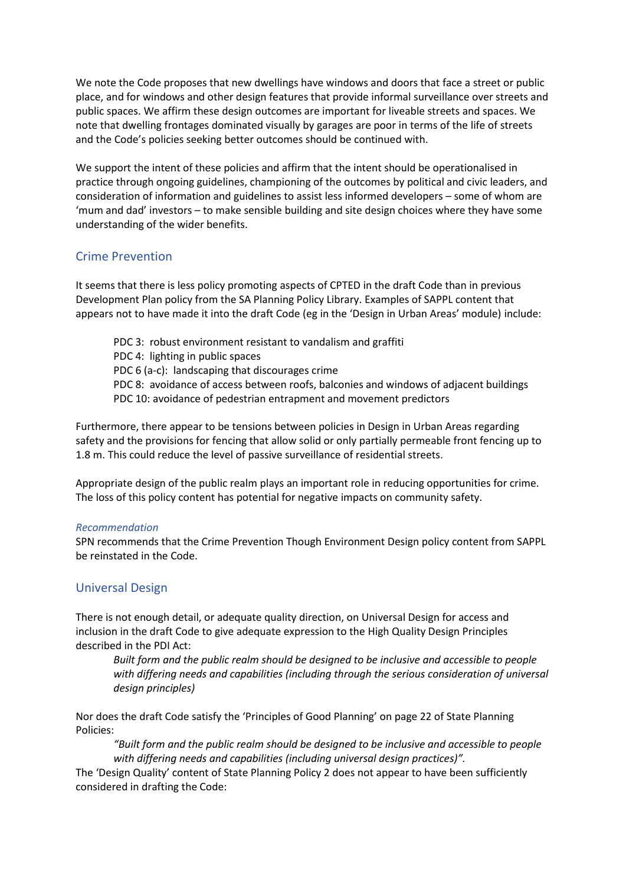We note the Code proposes that new dwellings have windows and doors that face a street or public place, and for windows and other design features that provide informal surveillance over streets and public spaces. We affirm these design outcomes are important for liveable streets and spaces. We note that dwelling frontages dominated visually by garages are poor in terms of the life of streets and the Code's policies seeking better outcomes should be continued with.

We support the intent of these policies and affirm that the intent should be operationalised in practice through ongoing guidelines, championing of the outcomes by political and civic leaders, and consideration of information and guidelines to assist less informed developers – some of whom are 'mum and dad' investors – to make sensible building and site design choices where they have some understanding of the wider benefits.

## Crime Prevention

It seems that there is less policy promoting aspects of CPTED in the draft Code than in previous Development Plan policy from the SA Planning Policy Library. Examples of SAPPL content that appears not to have made it into the draft Code (eg in the 'Design in Urban Areas' module) include:

- PDC 3: robust environment resistant to vandalism and graffiti
- PDC 4: lighting in public spaces
- PDC 6 (a-c): landscaping that discourages crime
- PDC 8: avoidance of access between roofs, balconies and windows of adjacent buildings
- PDC 10: avoidance of pedestrian entrapment and movement predictors

Furthermore, there appear to be tensions between policies in Design in Urban Areas regarding safety and the provisions for fencing that allow solid or only partially permeable front fencing up to 1.8 m. This could reduce the level of passive surveillance of residential streets.

Appropriate design of the public realm plays an important role in reducing opportunities for crime. The loss of this policy content has potential for negative impacts on community safety.

*Recommendation*

SPN recommends that the Crime Prevention Though Environment Design policy content from SAPPL be reinstated in the Code.

## Universal Design

There is not enough detail, or adequate quality direction, on Universal Design for access and inclusion in the draft Code to give adequate expression to the High Quality Design Principles described in the PDI Act:

> *Built form and the public realm should be designed to be inclusive and accessible to people with differing needs and capabilities (including through the serious consideration of universal design principles)*

Nor does the draft Code satisfy the 'Principles of Good Planning' on page 22 of State Planning Policies:

> *"Built form and the public realm should be designed to be inclusive and accessible to people with differing needs and capabilities (including universal design practices)".*

The 'Design Quality' content of State Planning Policy 2 does not appear to have been sufficiently considered in drafting the Code: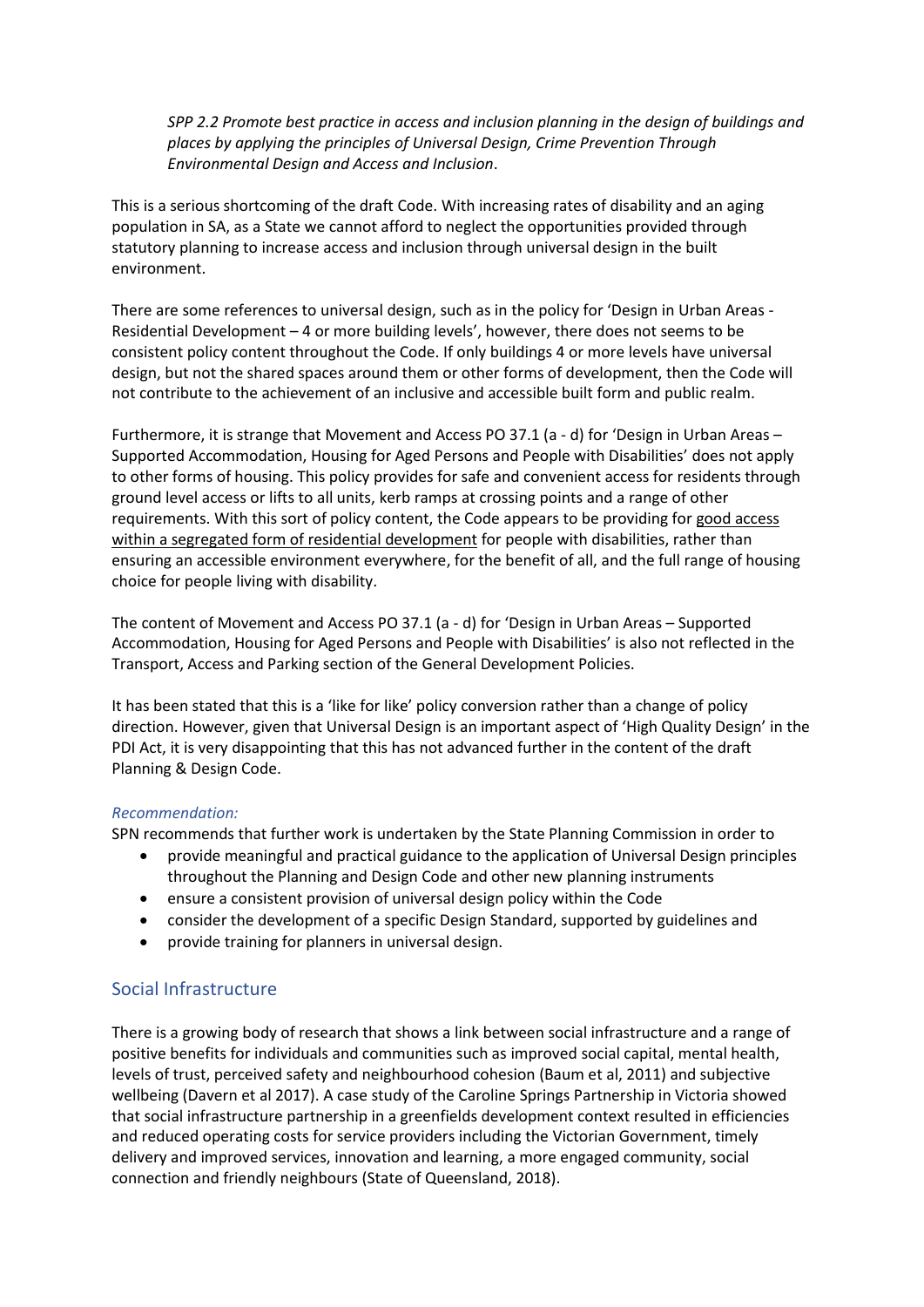> *SPP 2.2 Promote best practice in access and inclusion planning in the design of buildings and places by applying the principles of Universal Design, Crime Prevention Through Environmental Design and Access and Inclusion*.

This is a serious shortcoming of the draft Code. With increasing rates of disability and an aging population in SA, as a State we cannot afford to neglect the opportunities provided through statutory planning to increase access and inclusion through universal design in the built environment.

There are some references to universal design, such as in the policy for 'Design in Urban Areas - Residential Development – 4 or more building levels', however, there does not seems to be consistent policy content throughout the Code. If only buildings 4 or more levels have universal design, but not the shared spaces around them or other forms of development, then the Code will not contribute to the achievement of an inclusive and accessible built form and public realm.

Furthermore, it is strange that Movement and Access PO 37.1 (a - d) for 'Design in Urban Areas – Supported Accommodation, Housing for Aged Persons and People with Disabilities' does not apply to other forms of housing. This policy provides for safe and convenient access for residents through ground level access or lifts to all units, kerb ramps at crossing points and a range of other requirements. With this sort of policy content, the Code appears to be providing for <u>good access within a segregated form of residential development</u> for people with disabilities, rather than ensuring an accessible environment everywhere, for the benefit of all, and the full range of housing choice for people living with disability.

The content of Movement and Access PO 37.1 (a - d) for 'Design in Urban Areas – Supported Accommodation, Housing for Aged Persons and People with Disabilities' is also not reflected in the Transport, Access and Parking section of the General Development Policies.

It has been stated that this is a 'like for like' policy conversion rather than a change of policy direction. However, given that Universal Design is an important aspect of 'High Quality Design' in the PDI Act, it is very disappointing that this has not advanced further in the content of the draft Planning & Design Code.

*Recommendation:*

SPN recommends that further work is undertaken by the State Planning Commission in order to

- provide meaningful and practical guidance to the application of Universal Design principles throughout the Planning and Design Code and other new planning instruments
- ensure a consistent provision of universal design policy within the Code
- consider the development of a specific Design Standard, supported by guidelines and
- provide training for planners in universal design.

## Social Infrastructure

There is a growing body of research that shows a link between social infrastructure and a range of positive benefits for individuals and communities such as improved social capital, mental health, levels of trust, perceived safety and neighbourhood cohesion (Baum et al, 2011) and subjective wellbeing (Davern et al 2017). A case study of the Caroline Springs Partnership in Victoria showed that social infrastructure partnership in a greenfields development context resulted in efficiencies and reduced operating costs for service providers including the Victorian Government, timely delivery and improved services, innovation and learning, a more engaged community, social connection and friendly neighbours (State of Queensland, 2018).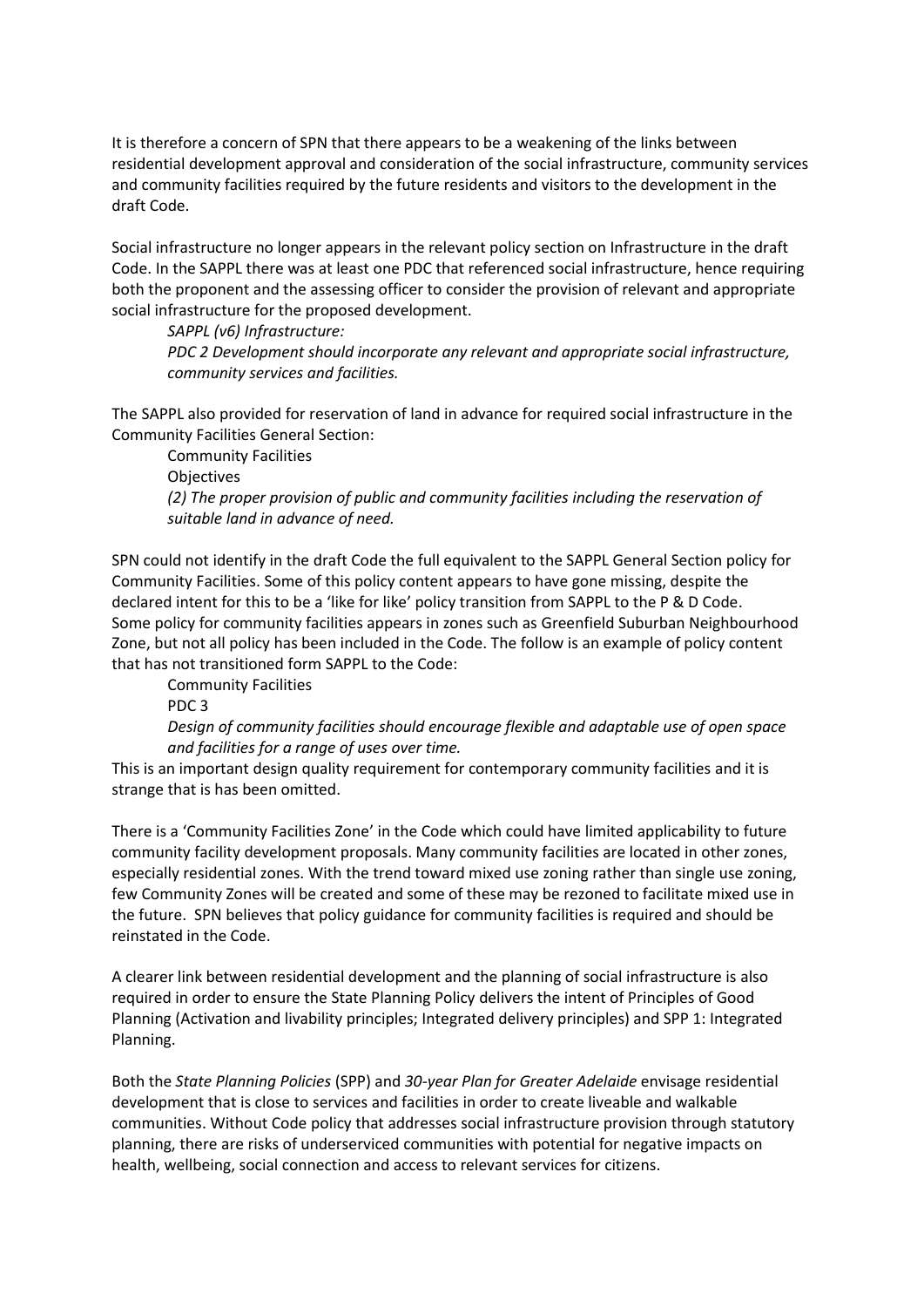It is therefore a concern of SPN that there appears to be a weakening of the links between residential development approval and consideration of the social infrastructure, community services and community facilities required by the future residents and visitors to the development in the draft Code.

Social infrastructure no longer appears in the relevant policy section on Infrastructure in the draft Code. In the SAPPL there was at least one PDC that referenced social infrastructure, hence requiring both the proponent and the assessing officer to consider the provision of relevant and appropriate social infrastructure for the proposed development.

> *SAPPL (v6) Infrastructure:*
>
> *PDC 2 Development should incorporate any relevant and appropriate social infrastructure, community services and facilities.*

The SAPPL also provided for reservation of land in advance for required social infrastructure in the Community Facilities General Section:

> Community Facilities
>
> Objectives
>
> *(2) The proper provision of public and community facilities including the reservation of suitable land in advance of need.*

SPN could not identify in the draft Code the full equivalent to the SAPPL General Section policy for Community Facilities. Some of this policy content appears to have gone missing, despite the declared intent for this to be a 'like for like' policy transition from SAPPL to the P & D Code. Some policy for community facilities appears in zones such as Greenfield Suburban Neighbourhood Zone, but not all policy has been included in the Code. The follow is an example of policy content that has not transitioned form SAPPL to the Code:

> Community Facilities
>
> PDC 3
>
> *Design of community facilities should encourage flexible and adaptable use of open space and facilities for a range of uses over time.*

This is an important design quality requirement for contemporary community facilities and it is strange that is has been omitted.

There is a 'Community Facilities Zone' in the Code which could have limited applicability to future community facility development proposals. Many community facilities are located in other zones, especially residential zones. With the trend toward mixed use zoning rather than single use zoning, few Community Zones will be created and some of these may be rezoned to facilitate mixed use in the future. SPN believes that policy guidance for community facilities is required and should be reinstated in the Code.

A clearer link between residential development and the planning of social infrastructure is also required in order to ensure the State Planning Policy delivers the intent of Principles of Good Planning (Activation and livability principles; Integrated delivery principles) and SPP 1: Integrated Planning.

Both the *State Planning Policies* (SPP) and *30-year Plan for Greater Adelaide* envisage residential development that is close to services and facilities in order to create liveable and walkable communities. Without Code policy that addresses social infrastructure provision through statutory planning, there are risks of underserviced communities with potential for negative impacts on health, wellbeing, social connection and access to relevant services for citizens.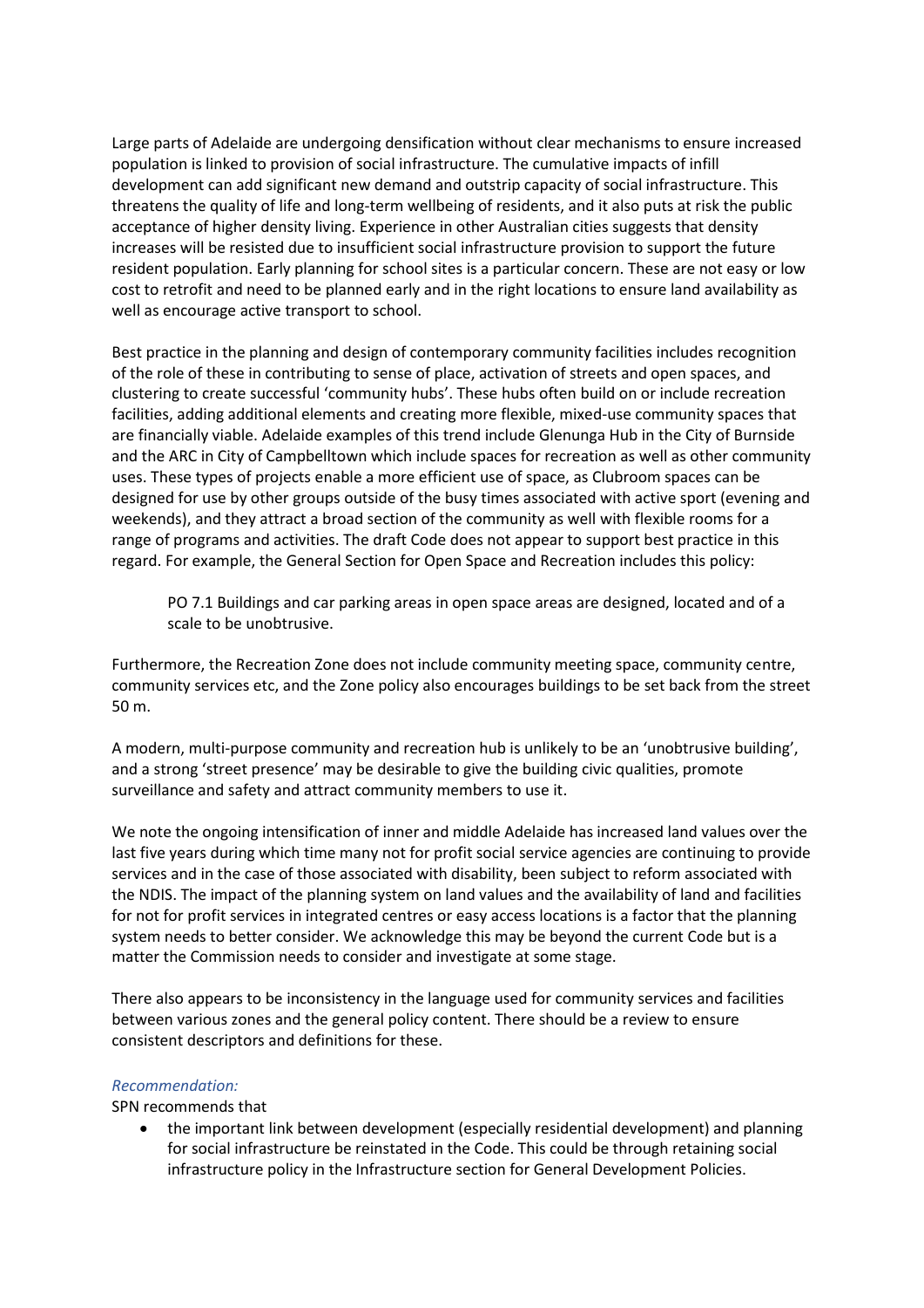Large parts of Adelaide are undergoing densification without clear mechanisms to ensure increased population is linked to provision of social infrastructure. The cumulative impacts of infill development can add significant new demand and outstrip capacity of social infrastructure. This threatens the quality of life and long-term wellbeing of residents, and it also puts at risk the public acceptance of higher density living. Experience in other Australian cities suggests that density increases will be resisted due to insufficient social infrastructure provision to support the future resident population. Early planning for school sites is a particular concern. These are not easy or low cost to retrofit and need to be planned early and in the right locations to ensure land availability as well as encourage active transport to school.

Best practice in the planning and design of contemporary community facilities includes recognition of the role of these in contributing to sense of place, activation of streets and open spaces, and clustering to create successful 'community hubs'. These hubs often build on or include recreation facilities, adding additional elements and creating more flexible, mixed-use community spaces that are financially viable. Adelaide examples of this trend include Glenunga Hub in the City of Burnside and the ARC in City of Campbelltown which include spaces for recreation as well as other community uses. These types of projects enable a more efficient use of space, as Clubroom spaces can be designed for use by other groups outside of the busy times associated with active sport (evening and weekends), and they attract a broad section of the community as well with flexible rooms for a range of programs and activities. The draft Code does not appear to support best practice in this regard. For example, the General Section for Open Space and Recreation includes this policy:

> PO 7.1 Buildings and car parking areas in open space areas are designed, located and of a scale to be unobtrusive.

Furthermore, the Recreation Zone does not include community meeting space, community centre, community services etc, and the Zone policy also encourages buildings to be set back from the street 50 m.

A modern, multi-purpose community and recreation hub is unlikely to be an 'unobtrusive building', and a strong 'street presence' may be desirable to give the building civic qualities, promote surveillance and safety and attract community members to use it.

We note the ongoing intensification of inner and middle Adelaide has increased land values over the last five years during which time many not for profit social service agencies are continuing to provide services and in the case of those associated with disability, been subject to reform associated with the NDIS. The impact of the planning system on land values and the availability of land and facilities for not for profit services in integrated centres or easy access locations is a factor that the planning system needs to better consider. We acknowledge this may be beyond the current Code but is a matter the Commission needs to consider and investigate at some stage.

There also appears to be inconsistency in the language used for community services and facilities between various zones and the general policy content. There should be a review to ensure consistent descriptors and definitions for these.

*Recommendation:*

SPN recommends that

- the important link between development (especially residential development) and planning for social infrastructure be reinstated in the Code. This could be through retaining social infrastructure policy in the Infrastructure section for General Development Policies.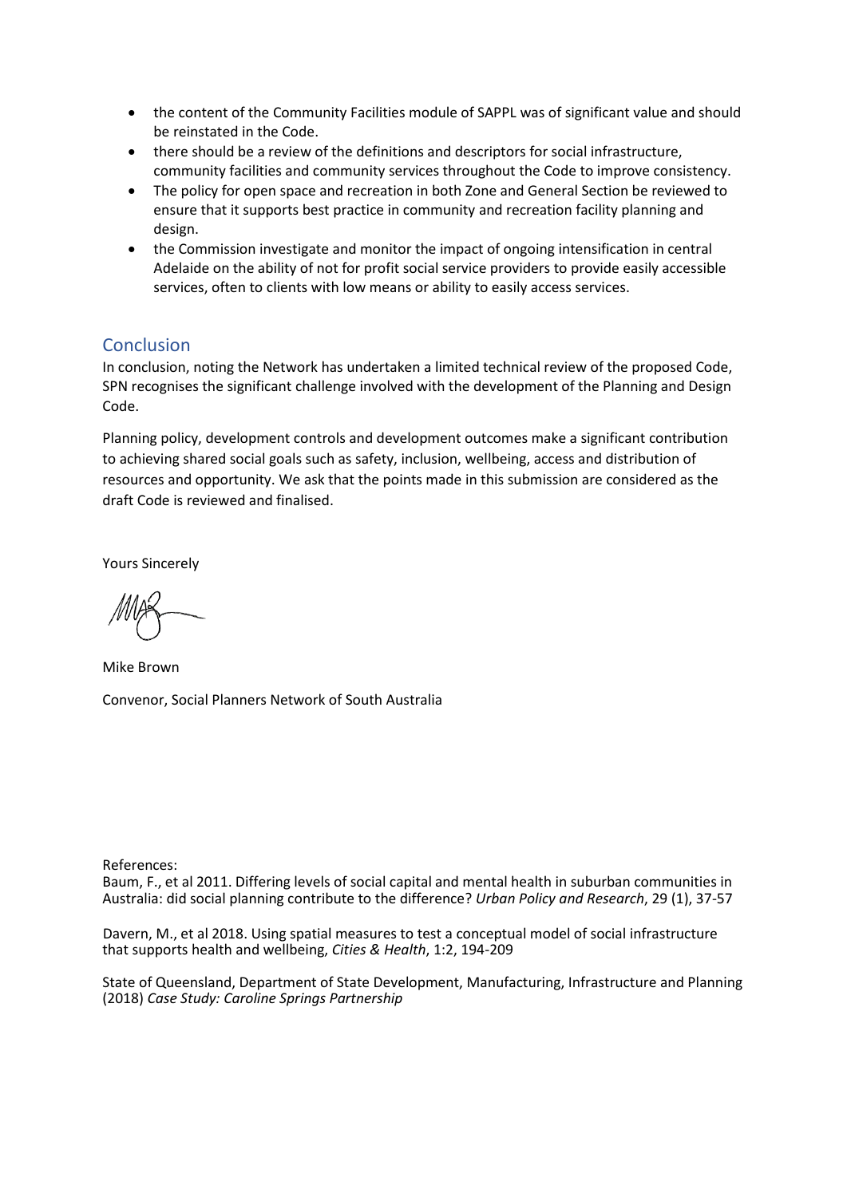- the content of the Community Facilities module of SAPPL was of significant value and should be reinstated in the Code.
- there should be a review of the definitions and descriptors for social infrastructure, community facilities and community services throughout the Code to improve consistency.
- The policy for open space and recreation in both Zone and General Section be reviewed to ensure that it supports best practice in community and recreation facility planning and design.
- the Commission investigate and monitor the impact of ongoing intensification in central Adelaide on the ability of not for profit social service providers to provide easily accessible services, often to clients with low means or ability to easily access services.

## Conclusion

In conclusion, noting the Network has undertaken a limited technical review of the proposed Code, SPN recognises the significant challenge involved with the development of the Planning and Design Code.

Planning policy, development controls and development outcomes make a significant contribution to achieving shared social goals such as safety, inclusion, wellbeing, access and distribution of resources and opportunity. We ask that the points made in this submission are considered as the draft Code is reviewed and finalised.

Yours Sincerely

Mike Brown

Convenor, Social Planners Network of South Australia

References:

Baum, F., et al 2011. Differing levels of social capital and mental health in suburban communities in Australia: did social planning contribute to the difference? *Urban Policy and Research*, 29 (1), 37-57

Davern, M., et al 2018. Using spatial measures to test a conceptual model of social infrastructure that supports health and wellbeing, *Cities & Health*, 1:2, 194-209

State of Queensland, Department of State Development, Manufacturing, Infrastructure and Planning (2018) *Case Study: Caroline Springs Partnership*